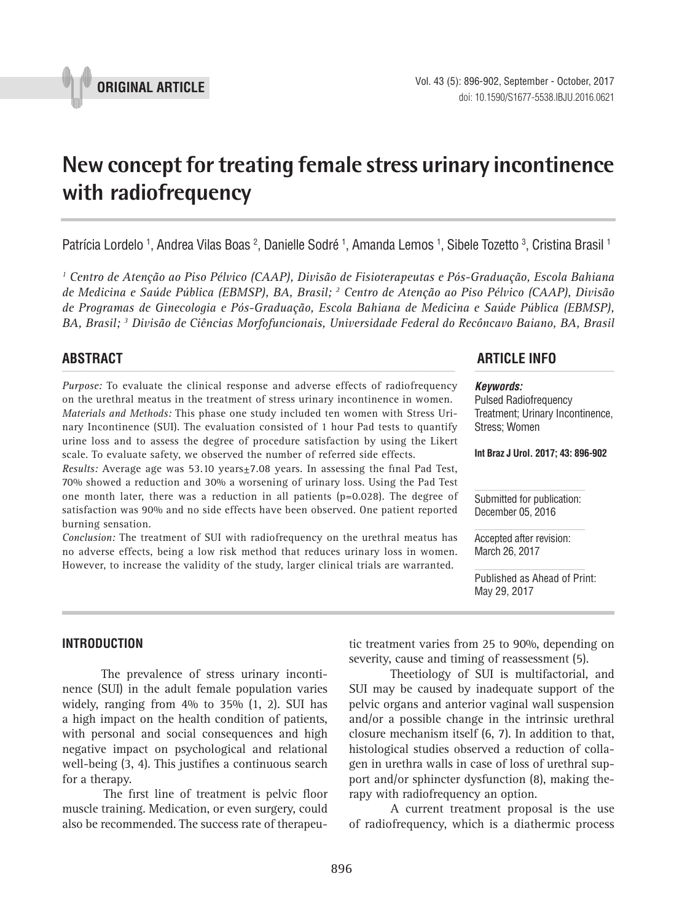ORIGINAL ARTICLE

# New concept for treating female stress urinary incontinence with radiofrequency

Patrícia Lordelo [1], Andrea Vilas Boas [2], Danielle Sodré [1], Amanda Lemos [1], Sibele Tozetto [3], Cristina Brasil [1]

*[1] Centro de Atenção ao Piso Pélvico (CAAP), Divisão de Fisioterapeutas e Pós-Graduação, Escola Bahiana de Medicina e Saúde Pública (EBMSP), BA, Brasil; [2] Centro de Atenção ao Piso Pélvico (CAAP), Divisão de Programas de Ginecologia e Pós-Graduação, Escola Bahiana de Medicina e Saúde Pública (EBMSP), BA, Brasil; [3] Divisão de Ciências Morfofuncionais, Universidade Federal do Recôncavo Baiano, BA, Brasil*

## ABSTRACT

*Purpose:* To evaluate the clinical response and adverse effects of radiofrequency on the urethral meatus in the treatment of stress urinary incontinence in women.

*Materials and Methods:* This phase one study included ten women with Stress Urinary Incontinence (SUI). The evaluation consisted of 1 hour Pad tests to quantify urine loss and to assess the degree of procedure satisfaction by using the Likert scale. To evaluate safety, we observed the number of referred side effects.

*Results:* Average age was 53.10 years±7.08 years. In assessing the final Pad Test, 70% showed a reduction and 30% a worsening of urinary loss. Using the Pad Test one month later, there was a reduction in all patients (p=0.028). The degree of satisfaction was 90% and no side effects have been observed. One patient reported burning sensation.

*Conclusion:* The treatment of SUI with radiofrequency on the urethral meatus has no adverse effects, being a low risk method that reduces urinary loss in women. However, to increase the validity of the study, larger clinical trials are warranted.

## ARTICLE INFO

***Keywords:***
Pulsed Radiofrequency Treatment; Urinary Incontinence, Stress; Women

**Int Braz J Urol. 2017; 43: 896-902**

Submitted for publication:
December 05, 2016

Accepted after revision:
March 26, 2017

Published as Ahead of Print:
May 29, 2017

## INTRODUCTION

The prevalence of stress urinary incontinence (SUI) in the adult female population varies widely, ranging from 4% to 35% (1, 2). SUI has a high impact on the health condition of patients, with personal and social consequences and high negative impact on psychological and relational well-being (3, 4). This justifies a continuous search for a therapy.

The first line of treatment is pelvic floor muscle training. Medication, or even surgery, could also be recommended. The success rate of therapeutic treatment varies from 25 to 90%, depending on severity, cause and timing of reassessment (5).

Theetiology of SUI is multifactorial, and SUI may be caused by inadequate support of the pelvic organs and anterior vaginal wall suspension and/or a possible change in the intrinsic urethral closure mechanism itself (6, 7). In addition to that, histological studies observed a reduction of collagen in urethra walls in case of loss of urethral support and/or sphincter dysfunction (8), making therapy with radiofrequency an option.

A current treatment proposal is the use of radiofrequency, which is a diathermic process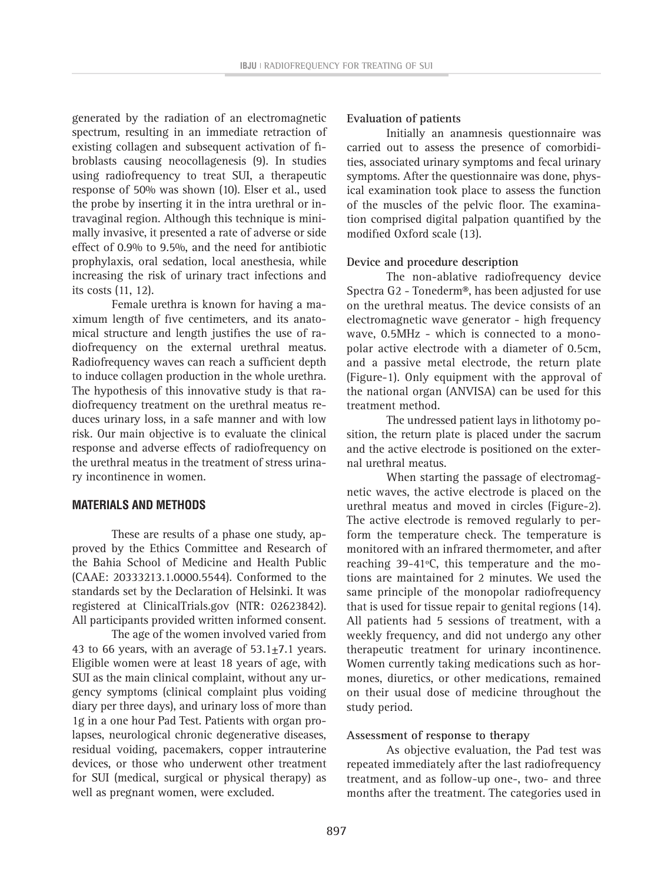generated by the radiation of an electromagnetic spectrum, resulting in an immediate retraction of existing collagen and subsequent activation of fibroblasts causing neocollagenesis (9). In studies using radiofrequency to treat SUI, a therapeutic response of 50% was shown (10). Elser et al., used the probe by inserting it in the intra urethral or intravaginal region. Although this technique is minimally invasive, it presented a rate of adverse or side effect of 0.9% to 9.5%, and the need for antibiotic prophylaxis, oral sedation, local anesthesia, while increasing the risk of urinary tract infections and its costs (11, 12).

Female urethra is known for having a maximum length of five centimeters, and its anatomical structure and length justifies the use of radiofrequency on the external urethral meatus. Radiofrequency waves can reach a sufficient depth to induce collagen production in the whole urethra. The hypothesis of this innovative study is that radiofrequency treatment on the urethral meatus reduces urinary loss, in a safe manner and with low risk. Our main objective is to evaluate the clinical response and adverse effects of radiofrequency on the urethral meatus in the treatment of stress urinary incontinence in women.

## MATERIALS AND METHODS

These are results of a phase one study, approved by the Ethics Committee and Research of the Bahia School of Medicine and Health Public (CAAE: 20333213.1.0000.5544). Conformed to the standards set by the Declaration of Helsinki. It was registered at ClinicalTrials.gov (NTR: 02623842). All participants provided written informed consent.

The age of the women involved varied from 43 to 66 years, with an average of $53.1 \pm 7.1$ years. Eligible women were at least 18 years of age, with SUI as the main clinical complaint, without any urgency symptoms (clinical complaint plus voiding diary per three days), and urinary loss of more than 1g in a one hour Pad Test. Patients with organ prolapses, neurological chronic degenerative diseases, residual voiding, pacemakers, copper intrauterine devices, or those who underwent other treatment for SUI (medical, surgical or physical therapy) as well as pregnant women, were excluded.

### Evaluation of patients

Initially an anamnesis questionnaire was carried out to assess the presence of comorbidities, associated urinary symptoms and fecal urinary symptoms. After the questionnaire was done, physical examination took place to assess the function of the muscles of the pelvic floor. The examination comprised digital palpation quantified by the modified Oxford scale (13).

### Device and procedure description

The non-ablative radiofrequency device Spectra G2 - Tonederm®, has been adjusted for use on the urethral meatus. The device consists of an electromagnetic wave generator - high frequency wave, 0.5MHz - which is connected to a monopolar active electrode with a diameter of 0.5cm, and a passive metal electrode, the return plate (Figure-1). Only equipment with the approval of the national organ (ANVISA) can be used for this treatment method.

The undressed patient lays in lithotomy position, the return plate is placed under the sacrum and the active electrode is positioned on the external urethral meatus.

When starting the passage of electromagnetic waves, the active electrode is placed on the urethral meatus and moved in circles (Figure-2). The active electrode is removed regularly to perform the temperature check. The temperature is monitored with an infrared thermometer, and after reaching 39-41°C, this temperature and the motions are maintained for 2 minutes. We used the same principle of the monopolar radiofrequency that is used for tissue repair to genital regions (14). All patients had 5 sessions of treatment, with a weekly frequency, and did not undergo any other therapeutic treatment for urinary incontinence. Women currently taking medications such as hormones, diuretics, or other medications, remained on their usual dose of medicine throughout the study period.

### Assessment of response to therapy

As objective evaluation, the Pad test was repeated immediately after the last radiofrequency treatment, and as follow-up one-, two- and three months after the treatment. The categories used in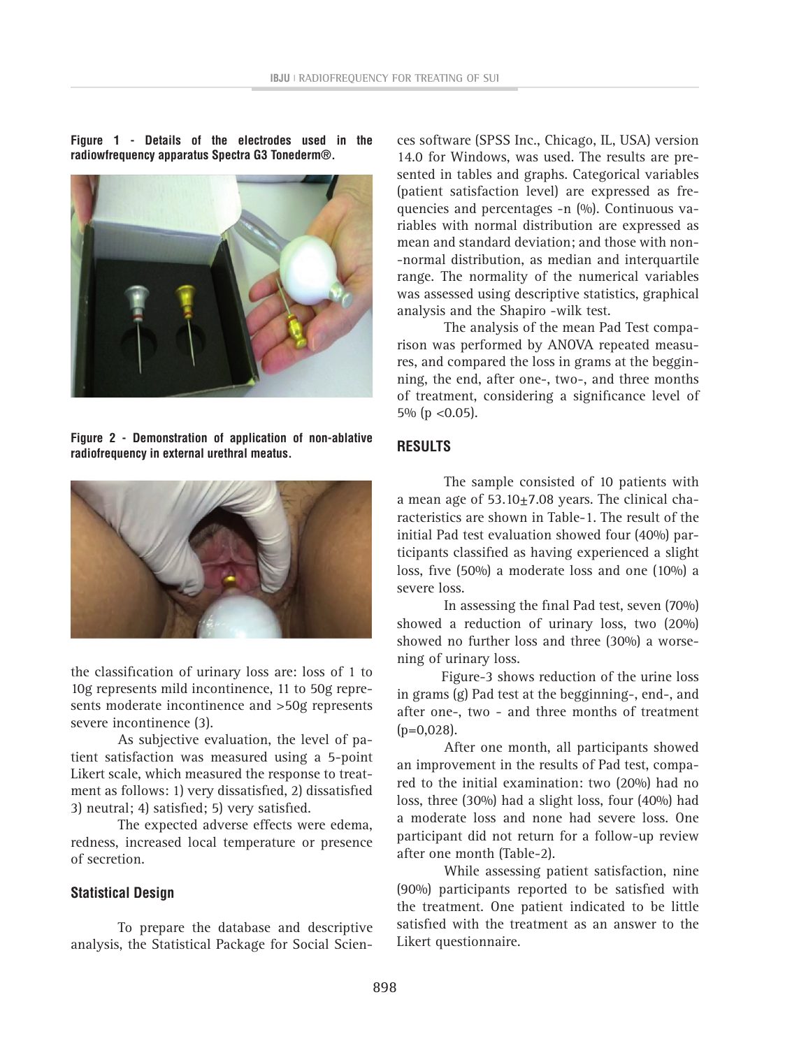**Figure 1 - Details of the electrodes used in the radiowfrequency apparatus Spectra G3 Tonederm®.**

**Figure 2 - Demonstration of application of non-ablative radiofrequency in external urethral meatus.**

the classification of urinary loss are: loss of 1 to 10g represents mild incontinence, 11 to 50g represents moderate incontinence and >50g represents severe incontinence (3).

As subjective evaluation, the level of patient satisfaction was measured using a 5-point Likert scale, which measured the response to treatment as follows: 1) very dissatisfied, 2) dissatisfied 3) neutral; 4) satisfied; 5) very satisfied.

The expected adverse effects were edema, redness, increased local temperature or presence of secretion.

### Statistical Design

To prepare the database and descriptive analysis, the Statistical Package for Social Sciences software (SPSS Inc., Chicago, IL, USA) version 14.0 for Windows, was used. The results are presented in tables and graphs. Categorical variables (patient satisfaction level) are expressed as frequencies and percentages -n (%). Continuous variables with normal distribution are expressed as mean and standard deviation; and those with non-normal distribution, as median and interquartile range. The normality of the numerical variables was assessed using descriptive statistics, graphical analysis and the Shapiro -wilk test.

The analysis of the mean Pad Test comparison was performed by ANOVA repeated measures, and compared the loss in grams at the beginning, the end, after one-, two-, and three months of treatment, considering a significance level of 5% ($p <0.05$).

## RESULTS

The sample consisted of 10 patients with a mean age of 53.10±7.08 years. The clinical characteristics are shown in Table-1. The result of the initial Pad test evaluation showed four (40%) participants classified as having experienced a slight loss, five (50%) a moderate loss and one (10%) a severe loss.

In assessing the final Pad test, seven (70%) showed a reduction of urinary loss, two (20%) showed no further loss and three (30%) a worsening of urinary loss.

Figure-3 shows reduction of the urine loss in grams (g) Pad test at the beggining-, end-, and after one-, two - and three months of treatment (p=0,028).

After one month, all participants showed an improvement in the results of Pad test, compared to the initial examination: two (20%) had no loss, three (30%) had a slight loss, four (40%) had a moderate loss and none had severe loss. One participant did not return for a follow-up review after one month (Table-2).

While assessing patient satisfaction, nine (90%) participants reported to be satisfied with the treatment. One patient indicated to be little satisfied with the treatment as an answer to the Likert questionnaire.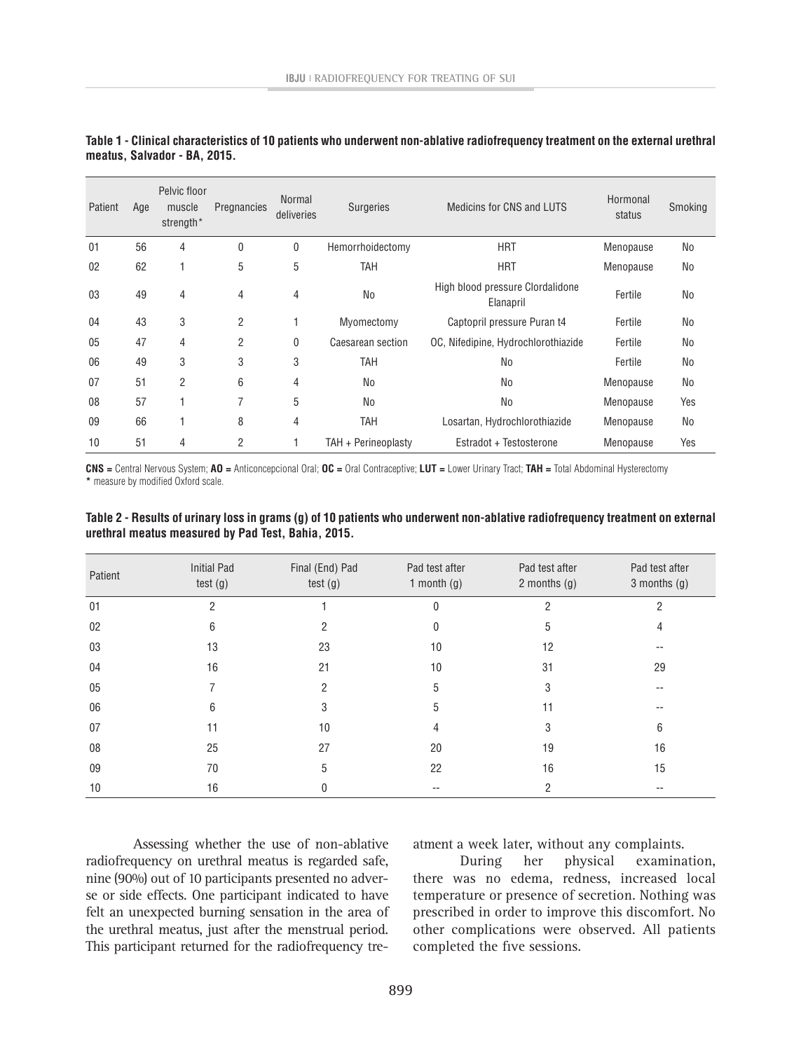**Table 1 - Clinical characteristics of 10 patients who underwent non-ablative radiofrequency treatment on the external urethral meatus, Salvador - BA, 2015.**

| Patient | Age | Pelvic floor muscle strength* | Pregnancies | Normal deliveries | Surgeries | Medicins for CNS and LUTS | Hormonal status | Smoking |
|---|---|---|---|---|---|---|---|---|
| 01 | 56 | 4 | 0 | 0 | Hemorrhoidectomy | HRT | Menopause | No |
| 02 | 62 | 1 | 5 | 5 | TAH | HRT | Menopause | No |
| 03 | 49 | 4 | 4 | 4 | No | High blood pressure Clordalidone Elanapril | Fertile | No |
| 04 | 43 | 3 | 2 | 1 | Myomectomy | Captopril pressure Puran t4 | Fertile | No |
| 05 | 47 | 4 | 2 | 0 | Caesarean section | OC, Nifedipine, Hydrochlorothiazide | Fertile | No |
| 06 | 49 | 3 | 3 | 3 | TAH | No | Fertile | No |
| 07 | 51 | 2 | 6 | 4 | No | No | Menopause | No |
| 08 | 57 | 1 | 7 | 5 | No | No | Menopause | Yes |
| 09 | 66 | 1 | 8 | 4 | TAH | Losartan, Hydrochlorothiazide | Menopause | No |
| 10 | 51 | 4 | 2 | 1 | TAH + Perineoplasty | Estradot + Testosterone | Menopause | Yes |

**CNS =** Central Nervous System; **AO =** Anticoncepcional Oral; **OC =** Oral Contraceptive; **LUT =** Lower Urinary Tract; **TAH =** Total Abdominal Hysterectomy
**\*** measure by modified Oxford scale.

**Table 2 - Results of urinary loss in grams (g) of 10 patients who underwent non-ablative radiofrequency treatment on external urethral meatus measured by Pad Test, Bahia, 2015.**

| Patient | Initial Pad test (g) | Final (End) Pad test (g) | Pad test after 1 month (g) | Pad test after 2 months (g) | Pad test after 3 months (g) |
|---|---|---|---|---|---|
| 01 | 2 | 1 | 0 | 2 | 2 |
| 02 | 6 | 2 | 0 | 5 | 4 |
| 03 | 13 | 23 | 10 | 12 | -- |
| 04 | 16 | 21 | 10 | 31 | 29 |
| 05 | 7 | 2 | 5 | 3 | -- |
| 06 | 6 | 3 | 5 | 11 | -- |
| 07 | 11 | 10 | 4 | 3 | 6 |
| 08 | 25 | 27 | 20 | 19 | 16 |
| 09 | 70 | 5 | 22 | 16 | 15 |
| 10 | 16 | 0 | -- | 2 | -- |

Assessing whether the use of non-ablative radiofrequency on urethral meatus is regarded safe, nine (90%) out of 10 participants presented no adverse or side effects. One participant indicated to have felt an unexpected burning sensation in the area of the urethral meatus, just after the menstrual period. This participant returned for the radiofrequency treatment a week later, without any complaints.

During her physical examination, there was no edema, redness, increased local temperature or presence of secretion. Nothing was prescribed in order to improve this discomfort. No other complications were observed. All patients completed the five sessions.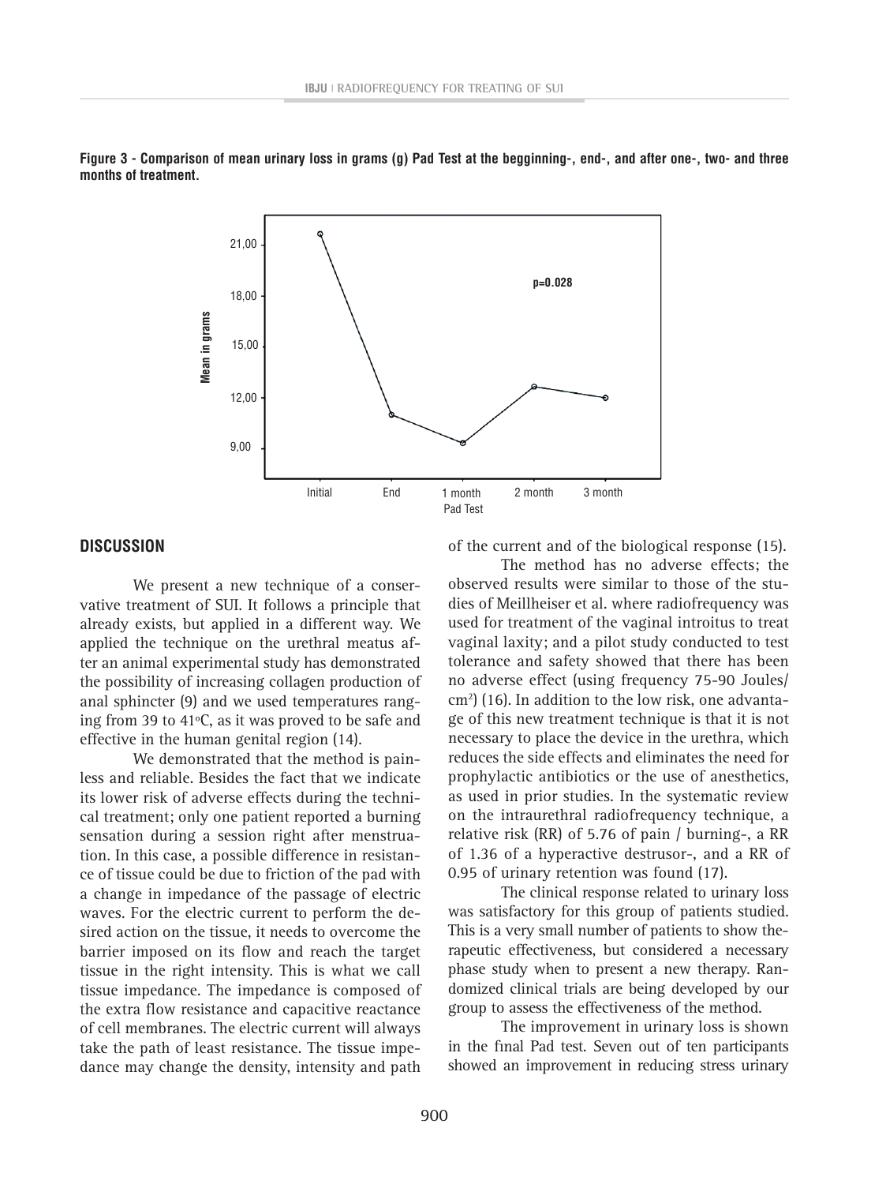**Figure 3 - Comparison of mean urinary loss in grams (g) Pad Test at the begginning-, end-, and after one-, two- and three months of treatment.**

## DISCUSSION

We present a new technique of a conservative treatment of SUI. It follows a principle that already exists, but applied in a different way. We applied the technique on the urethral meatus after an animal experimental study has demonstrated the possibility of increasing collagen production of anal sphincter (9) and we used temperatures ranging from 39 to 41ºC, as it was proved to be safe and effective in the human genital region (14).

We demonstrated that the method is painless and reliable. Besides the fact that we indicate its lower risk of adverse effects during the technical treatment; only one patient reported a burning sensation during a session right after menstruation. In this case, a possible difference in resistance of tissue could be due to friction of the pad with a change in impedance of the passage of electric waves. For the electric current to perform the desired action on the tissue, it needs to overcome the barrier imposed on its flow and reach the target tissue in the right intensity. This is what we call tissue impedance. The impedance is composed of the extra flow resistance and capacitive reactance of cell membranes. The electric current will always take the path of least resistance. The tissue impedance may change the density, intensity and path of the current and of the biological response (15).

The method has no adverse effects; the observed results were similar to those of the studies of Meillheiser et al. where radiofrequency was used for treatment of the vaginal introitus to treat vaginal laxity; and a pilot study conducted to test tolerance and safety showed that there has been no adverse effect (using frequency 75-90 Joules/cm$^2$) (16). In addition to the low risk, one advantage of this new treatment technique is that it is not necessary to place the device in the urethra, which reduces the side effects and eliminates the need for prophylactic antibiotics or the use of anesthetics, as used in prior studies. In the systematic review on the intraurethral radiofrequency technique, a relative risk (RR) of 5.76 of pain / burning-, a RR of 1.36 of a hyperactive destrusor-, and a RR of 0.95 of urinary retention was found (17).

The clinical response related to urinary loss was satisfactory for this group of patients studied. This is a very small number of patients to show therapeutic effectiveness, but considered a necessary phase study when to present a new therapy. Randomized clinical trials are being developed by our group to assess the effectiveness of the method.

The improvement in urinary loss is shown in the final Pad test. Seven out of ten participants showed an improvement in reducing stress urinary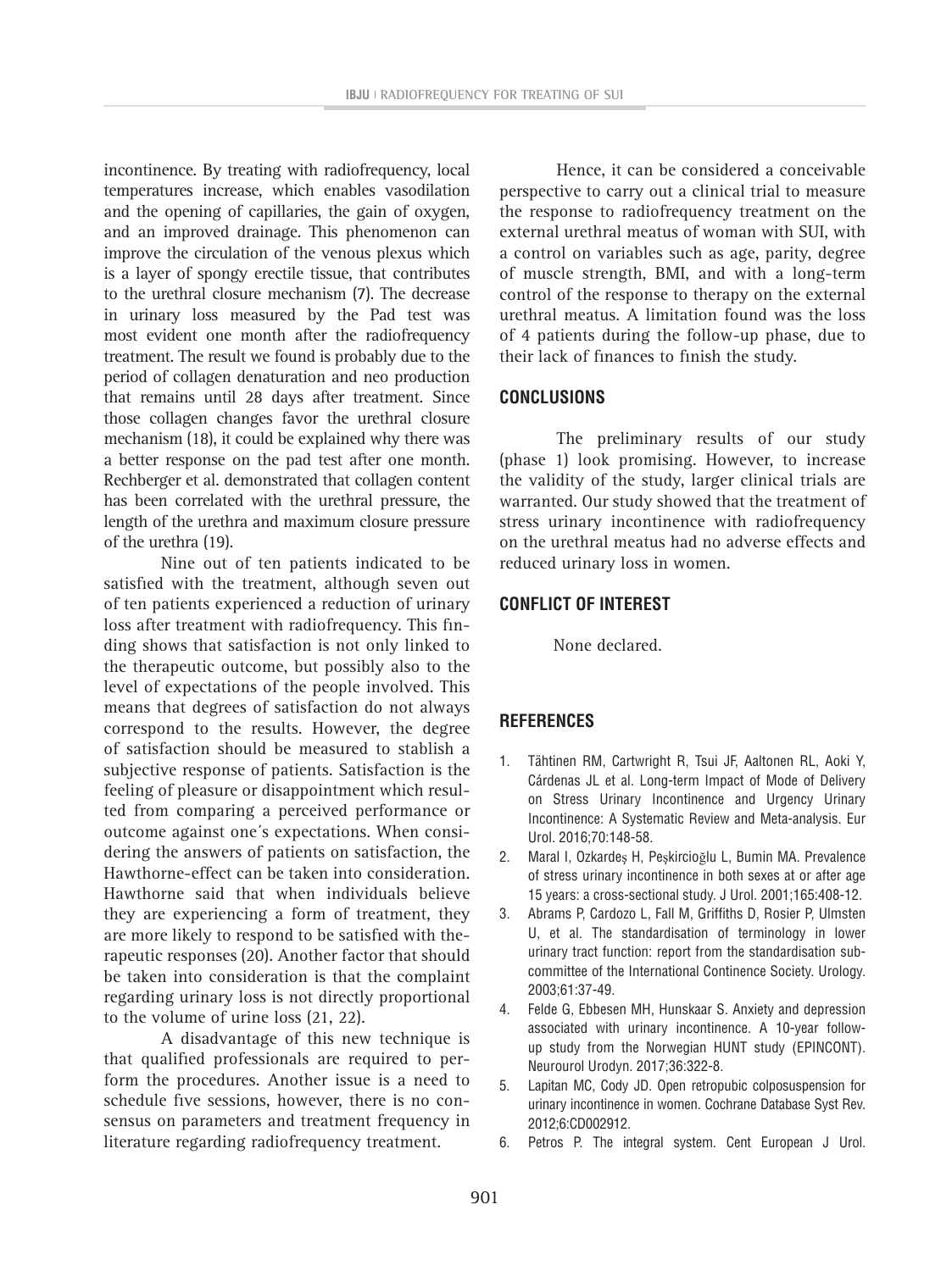incontinence. By treating with radiofrequency, local temperatures increase, which enables vasodilation and the opening of capillaries, the gain of oxygen, and an improved drainage. This phenomenon can improve the circulation of the venous plexus which is a layer of spongy erectile tissue, that contributes to the urethral closure mechanism (7). The decrease in urinary loss measured by the Pad test was most evident one month after the radiofrequency treatment. The result we found is probably due to the period of collagen denaturation and neo production that remains until 28 days after treatment. Since those collagen changes favor the urethral closure mechanism (18), it could be explained why there was a better response on the pad test after one month. Rechberger et al. demonstrated that collagen content has been correlated with the urethral pressure, the length of the urethra and maximum closure pressure of the urethra (19).

Nine out of ten patients indicated to be satisfied with the treatment, although seven out of ten patients experienced a reduction of urinary loss after treatment with radiofrequency. This finding shows that satisfaction is not only linked to the therapeutic outcome, but possibly also to the level of expectations of the people involved. This means that degrees of satisfaction do not always correspond to the results. However, the degree of satisfaction should be measured to stablish a subjective response of patients. Satisfaction is the feeling of pleasure or disappointment which resulted from comparing a perceived performance or outcome against one´s expectations. When considering the answers of patients on satisfaction, the Hawthorne-effect can be taken into consideration. Hawthorne said that when individuals believe they are experiencing a form of treatment, they are more likely to respond to be satisfied with therapeutic responses (20). Another factor that should be taken into consideration is that the complaint regarding urinary loss is not directly proportional to the volume of urine loss (21, 22).

A disadvantage of this new technique is that qualified professionals are required to perform the procedures. Another issue is a need to schedule five sessions, however, there is no consensus on parameters and treatment frequency in literature regarding radiofrequency treatment.

Hence, it can be considered a conceivable perspective to carry out a clinical trial to measure the response to radiofrequency treatment on the external urethral meatus of woman with SUI, with a control on variables such as age, parity, degree of muscle strength, BMI, and with a long-term control of the response to therapy on the external urethral meatus. A limitation found was the loss of 4 patients during the follow-up phase, due to their lack of finances to finish the study.

## CONCLUSIONS

The preliminary results of our study (phase 1) look promising. However, to increase the validity of the study, larger clinical trials are warranted. Our study showed that the treatment of stress urinary incontinence with radiofrequency on the urethral meatus had no adverse effects and reduced urinary loss in women.

## CONFLICT OF INTEREST

None declared.

## REFERENCES

1. Tähtinen RM, Cartwright R, Tsui JF, Aaltonen RL, Aoki Y, Cárdenas JL et al. Long-term Impact of Mode of Delivery on Stress Urinary Incontinence and Urgency Urinary Incontinence: A Systematic Review and Meta-analysis. Eur Urol. 2016;70:148-58.
2. Maral I, Ozkardeş H, Peşkircioğlu L, Bumin MA. Prevalence of stress urinary incontinence in both sexes at or after age 15 years: a cross-sectional study. J Urol. 2001;165:408-12.
3. Abrams P, Cardozo L, Fall M, Griffiths D, Rosier P, Ulmsten U, et al. The standardisation of terminology in lower urinary tract function: report from the standardisation sub-committee of the International Continence Society. Urology. 2003;61:37-49.
4. Felde G, Ebbesen MH, Hunskaar S. Anxiety and depression associated with urinary incontinence. A 10-year follow-up study from the Norwegian HUNT study (EPINCONT). Neurourol Urodyn. 2017;36:322-8.
5. Lapitan MC, Cody JD. Open retropubic colposuspension for urinary incontinence in women. Cochrane Database Syst Rev. 2012;6:CD002912.
6. Petros P. The integral system. Cent European J Urol.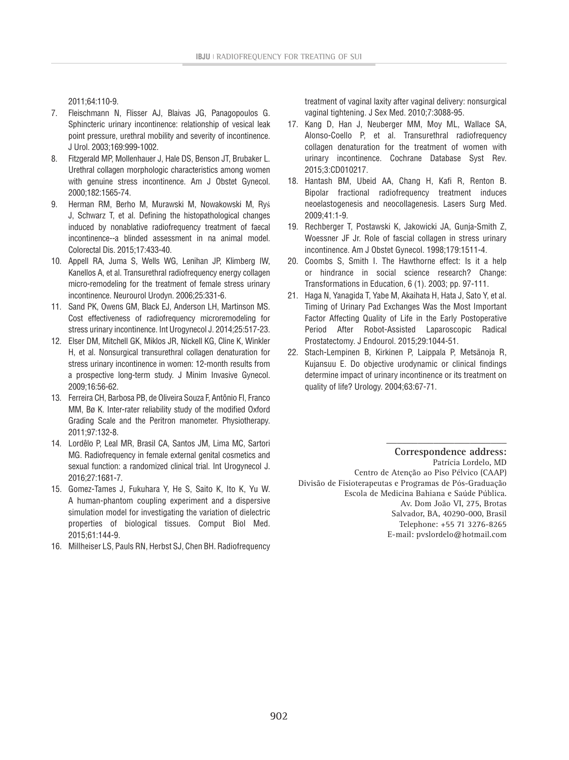2011;64:110-9.

7. Fleischmann N, Flisser AJ, Blaivas JG, Panagopoulos G. Sphincteric urinary incontinence: relationship of vesical leak point pressure, urethral mobility and severity of incontinence. J Urol. 2003;169:999-1002.
8. Fitzgerald MP, Mollenhauer J, Hale DS, Benson JT, Brubaker L. Urethral collagen morphologic characteristics among women with genuine stress incontinence. Am J Obstet Gynecol. 2000;182:1565-74.
9. Herman RM, Berho M, Murawski M, Nowakowski M, Ryś J, Schwarz T, et al. Defining the histopathological changes induced by nonablative radiofrequency treatment of faecal incontinence--a blinded assessment in na animal model. Colorectal Dis. 2015;17:433-40.
10. Appell RA, Juma S, Wells WG, Lenihan JP, Klimberg IW, Kanellos A, et al. Transurethral radiofrequency energy collagen micro-remodeling for the treatment of female stress urinary incontinence. Neurourol Urodyn. 2006;25:331-6.
11. Sand PK, Owens GM, Black EJ, Anderson LH, Martinson MS. Cost effectiveness of radiofrequency microremodeling for stress urinary incontinence. Int Urogynecol J. 2014;25:517-23.
12. Elser DM, Mitchell GK, Miklos JR, Nickell KG, Cline K, Winkler H, et al. Nonsurgical transurethral collagen denaturation for stress urinary incontinence in women: 12-month results from a prospective long-term study. J Minim Invasive Gynecol. 2009;16:56-62.
13. Ferreira CH, Barbosa PB, de Oliveira Souza F, Antônio FI, Franco MM, Bø K. Inter-rater reliability study of the modified Oxford Grading Scale and the Peritron manometer. Physiotherapy. 2011;97:132-8.
14. Lordêlo P, Leal MR, Brasil CA, Santos JM, Lima MC, Sartori MG. Radiofrequency in female external genital cosmetics and sexual function: a randomized clinical trial. Int Urogynecol J. 2016;27:1681-7.
15. Gomez-Tames J, Fukuhara Y, He S, Saito K, Ito K, Yu W. A human-phantom coupling experiment and a dispersive simulation model for investigating the variation of dielectric properties of biological tissues. Comput Biol Med. 2015;61:144-9.
16. Millheiser LS, Pauls RN, Herbst SJ, Chen BH. Radiofrequency treatment of vaginal laxity after vaginal delivery: nonsurgical vaginal tightening. J Sex Med. 2010;7:3088-95.
17. Kang D, Han J, Neuberger MM, Moy ML, Wallace SA, Alonso-Coello P, et al. Transurethral radiofrequency collagen denaturation for the treatment of women with urinary incontinence. Cochrane Database Syst Rev. 2015;3:CD010217.
18. Hantash BM, Ubeid AA, Chang H, Kafi R, Renton B. Bipolar fractional radiofrequency treatment induces neoelastogenesis and neocollagenesis. Lasers Surg Med. 2009;41:1-9.
19. Rechberger T, Postawski K, Jakowicki JA, Gunja-Smith Z, Woessner JF Jr. Role of fascial collagen in stress urinary incontinence. Am J Obstet Gynecol. 1998;179:1511-4.
20. Coombs S, Smith I. The Hawthorne effect: Is it a help or hindrance in social science research? Change: Transformations in Education, 6 (1). 2003; pp. 97-111.
21. Haga N, Yanagida T, Yabe M, Akaihata H, Hata J, Sato Y, et al. Timing of Urinary Pad Exchanges Was the Most Important Factor Affecting Quality of Life in the Early Postoperative Period After Robot-Assisted Laparoscopic Radical Prostatectomy. J Endourol. 2015;29:1044-51.
22. Stach-Lempinen B, Kirkinen P, Laippala P, Metsänoja R, Kujansuu E. Do objective urodynamic or clinical findings determine impact of urinary incontinence or its treatment on quality of life? Urology. 2004;63:67-71.

**Correspondence address:**
Patrícia Lordelo, MD
Centro de Atenção ao Piso Pélvico (CAAP)
Divisão de Fisioterapeutas e Programas de Pós-Graduação
Escola de Medicina Bahiana e Saúde Pública.
Av. Dom João VI, 275, Brotas
Salvador, BA, 40290-000, Brasil
Telephone: +55 71 3276-8265
E-mail: pvslordelo@hotmail.com